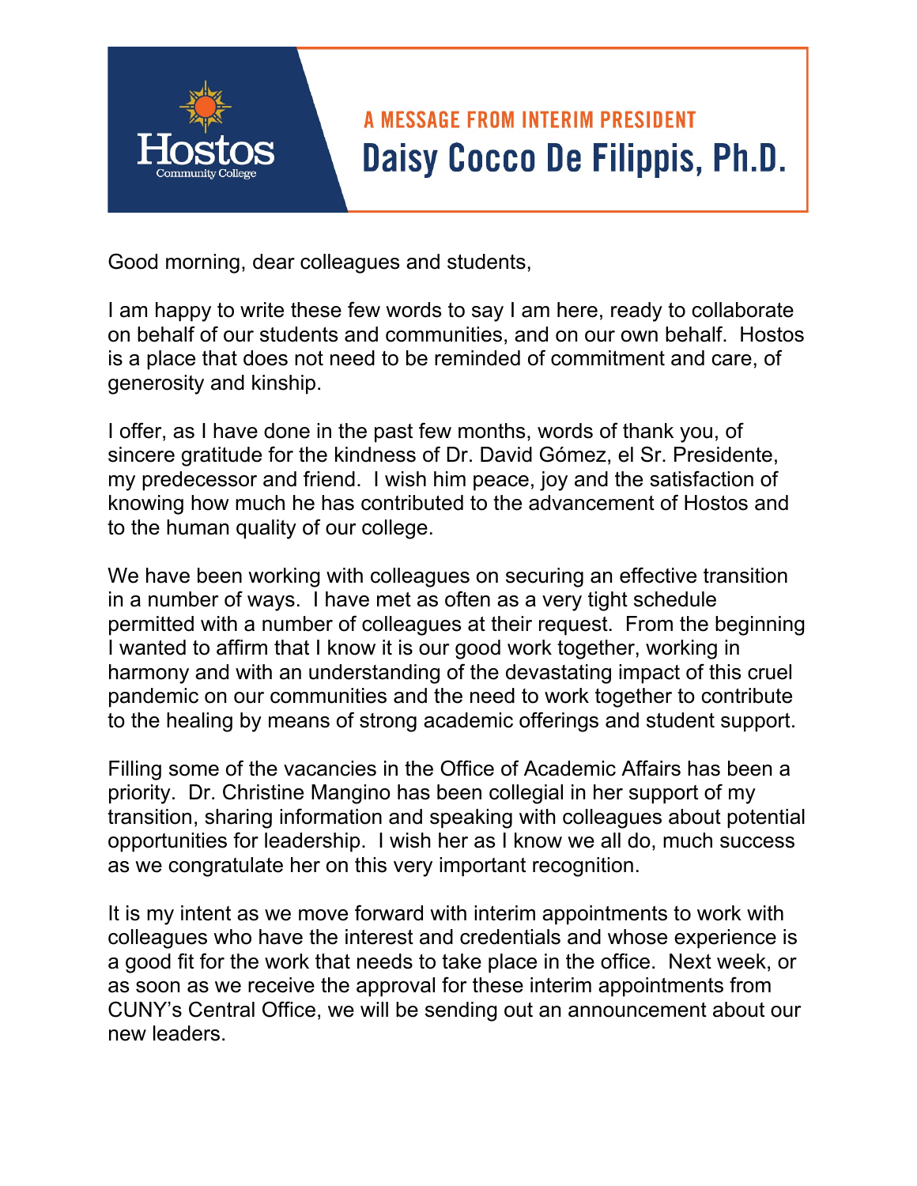Hostos Community College

### A MESSAGE FROM INTERIM PRESIDENT

# Daisy Cocco De Filippis, Ph.D.

Good morning, dear colleagues and students,

I am happy to write these few words to say I am here, ready to collaborate on behalf of our students and communities, and on our own behalf. Hostos is a place that does not need to be reminded of commitment and care, of generosity and kinship.

I offer, as I have done in the past few months, words of thank you, of sincere gratitude for the kindness of Dr. David Gómez, el Sr. Presidente, my predecessor and friend. I wish him peace, joy and the satisfaction of knowing how much he has contributed to the advancement of Hostos and to the human quality of our college.

We have been working with colleagues on securing an effective transition in a number of ways. I have met as often as a very tight schedule permitted with a number of colleagues at their request. From the beginning I wanted to affirm that I know it is our good work together, working in harmony and with an understanding of the devastating impact of this cruel pandemic on our communities and the need to work together to contribute to the healing by means of strong academic offerings and student support.

Filling some of the vacancies in the Office of Academic Affairs has been a priority. Dr. Christine Mangino has been collegial in her support of my transition, sharing information and speaking with colleagues about potential opportunities for leadership. I wish her as I know we all do, much success as we congratulate her on this very important recognition.

It is my intent as we move forward with interim appointments to work with colleagues who have the interest and credentials and whose experience is a good fit for the work that needs to take place in the office. Next week, or as soon as we receive the approval for these interim appointments from CUNY's Central Office, we will be sending out an announcement about our new leaders.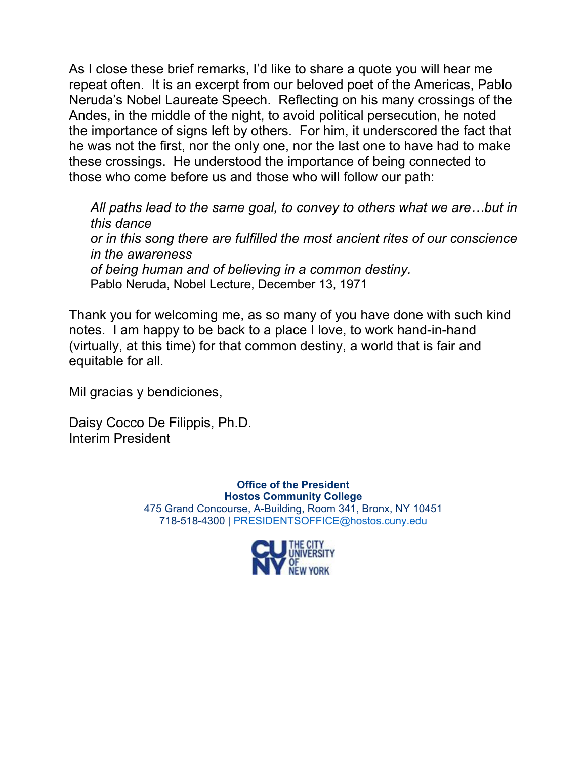As I close these brief remarks, I'd like to share a quote you will hear me repeat often. It is an excerpt from our beloved poet of the Americas, Pablo Neruda's Nobel Laureate Speech. Reflecting on his many crossings of the Andes, in the middle of the night, to avoid political persecution, he noted the importance of signs left by others. For him, it underscored the fact that he was not the first, nor the only one, nor the last one to have had to make these crossings. He understood the importance of being connected to those who come before us and those who will follow our path:

> *All paths lead to the same goal, to convey to others what we are…but in this dance*
> *or in this song there are fulfilled the most ancient rites of our conscience in the awareness*
> *of being human and of believing in a common destiny.*
> Pablo Neruda, Nobel Lecture, December 13, 1971

Thank you for welcoming me, as so many of you have done with such kind notes. I am happy to be back to a place I love, to work hand-in-hand (virtually, at this time) for that common destiny, a world that is fair and equitable for all.

Mil gracias y bendiciones,

Daisy Cocco De Filippis, Ph.D.
Interim President

**Office of the President**
**Hostos Community College**
475 Grand Concourse, A-Building, Room 341, Bronx, NY 10451
718-518-4300 | PRESIDENTSOFFICE@hostos.cuny.edu

CUNY THE CITY UNIVERSITY OF NEW YORK